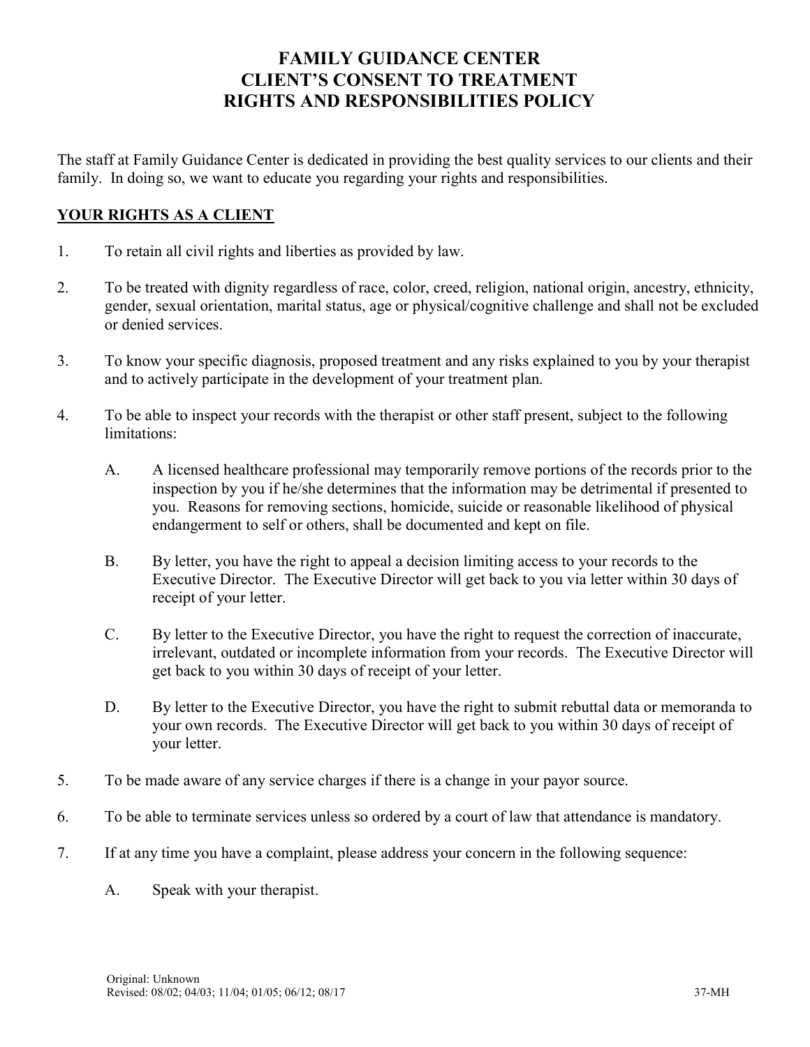# FAMILY GUIDANCE CENTER
# CLIENT'S CONSENT TO TREATMENT
# RIGHTS AND RESPONSIBILITIES POLICY

The staff at Family Guidance Center is dedicated in providing the best quality services to our clients and their family. In doing so, we want to educate you regarding your rights and responsibilities.

## YOUR RIGHTS AS A CLIENT

1. To retain all civil rights and liberties as provided by law.

2. To be treated with dignity regardless of race, color, creed, religion, national origin, ancestry, ethnicity, gender, sexual orientation, marital status, age or physical/cognitive challenge and shall not be excluded or denied services.

3. To know your specific diagnosis, proposed treatment and any risks explained to you by your therapist and to actively participate in the development of your treatment plan.

4. To be able to inspect your records with the therapist or other staff present, subject to the following limitations:

   A. A licensed healthcare professional may temporarily remove portions of the records prior to the inspection by you if he/she determines that the information may be detrimental if presented to you. Reasons for removing sections, homicide, suicide or reasonable likelihood of physical endangerment to self or others, shall be documented and kept on file.

   B. By letter, you have the right to appeal a decision limiting access to your records to the Executive Director. The Executive Director will get back to you via letter within 30 days of receipt of your letter.

   C. By letter to the Executive Director, you have the right to request the correction of inaccurate, irrelevant, outdated or incomplete information from your records. The Executive Director will get back to you within 30 days of receipt of your letter.

   D. By letter to the Executive Director, you have the right to submit rebuttal data or memoranda to your own records. The Executive Director will get back to you within 30 days of receipt of your letter.

5. To be made aware of any service charges if there is a change in your payor source.

6. To be able to terminate services unless so ordered by a court of law that attendance is mandatory.

7. If at any time you have a complaint, please address your concern in the following sequence:

   A. Speak with your therapist.

Original: Unknown
Revised: 08/02; 04/03; 11/04; 01/05; 06/12; 08/17 37-MH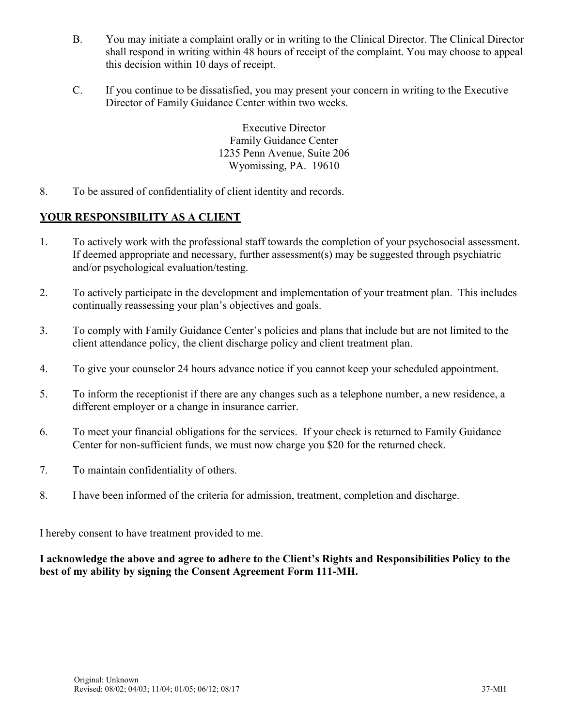B. You may initiate a complaint orally or in writing to the Clinical Director. The Clinical Director shall respond in writing within 48 hours of receipt of the complaint. You may choose to appeal this decision within 10 days of receipt.

C. If you continue to be dissatisfied, you may present your concern in writing to the Executive Director of Family Guidance Center within two weeks.

Executive Director
Family Guidance Center
1235 Penn Avenue, Suite 206
Wyomissing, PA. 19610

8. To be assured of confidentiality of client identity and records.

## YOUR RESPONSIBILITY AS A CLIENT

1. To actively work with the professional staff towards the completion of your psychosocial assessment. If deemed appropriate and necessary, further assessment(s) may be suggested through psychiatric and/or psychological evaluation/testing.

2. To actively participate in the development and implementation of your treatment plan. This includes continually reassessing your plan's objectives and goals.

3. To comply with Family Guidance Center's policies and plans that include but are not limited to the client attendance policy, the client discharge policy and client treatment plan.

4. To give your counselor 24 hours advance notice if you cannot keep your scheduled appointment.

5. To inform the receptionist if there are any changes such as a telephone number, a new residence, a different employer or a change in insurance carrier.

6. To meet your financial obligations for the services. If your check is returned to Family Guidance Center for non-sufficient funds, we must now charge you $20 for the returned check.

7. To maintain confidentiality of others.

8. I have been informed of the criteria for admission, treatment, completion and discharge.

I hereby consent to have treatment provided to me.

**I acknowledge the above and agree to adhere to the Client's Rights and Responsibilities Policy to the best of my ability by signing the Consent Agreement Form 111-MH.**

Original: Unknown
Revised: 08/02; 04/03; 11/04; 01/05; 06/12; 08/17

37-MH